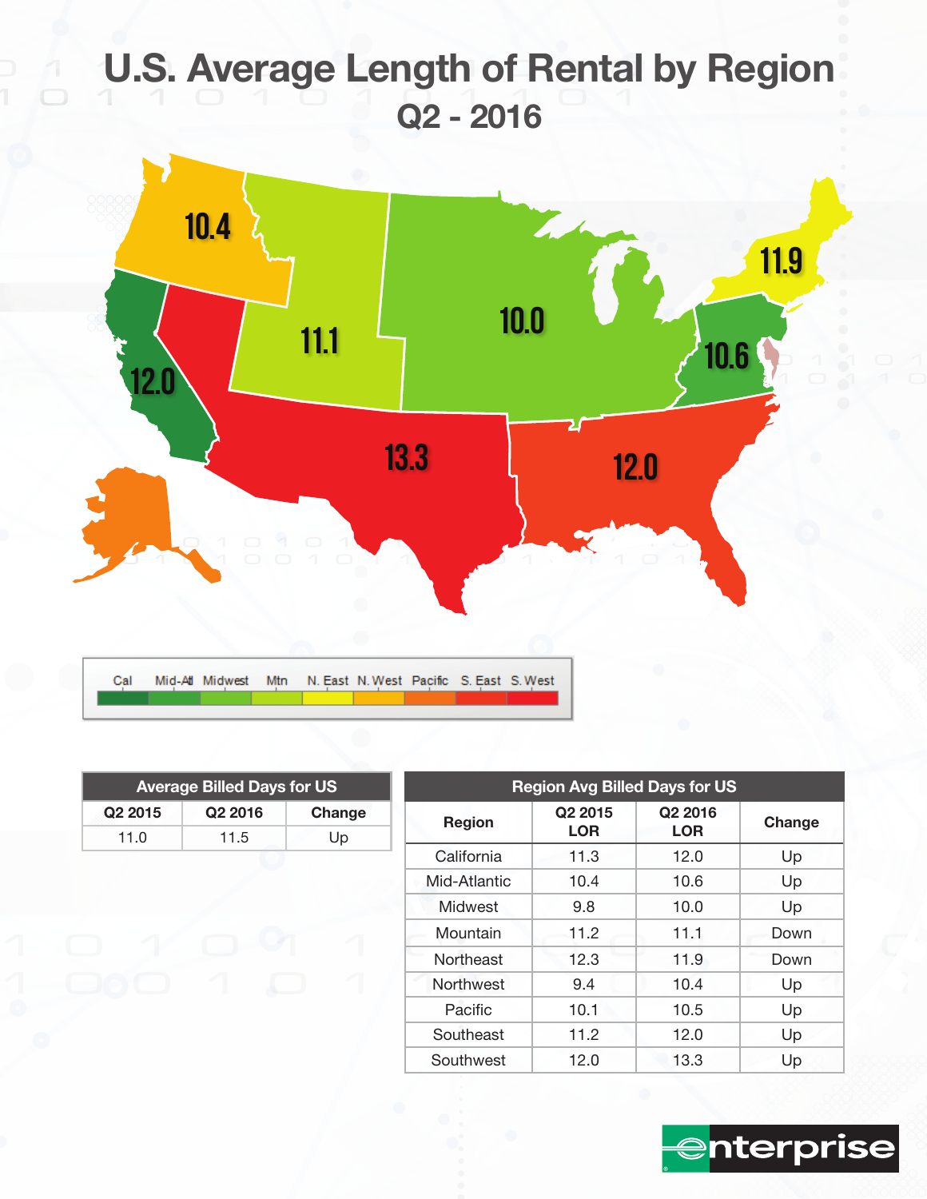# U.S. Average Length of Rental by Region

## Q2 - 2016

| Cal | Mid-Atl | Midwest | Mtn | N. East | N. West | Pacific | S. East | S. West |
|---|---|---|---|---|---|---|---|---|

| Average Billed Days for US | | |
|---|---|---|
| Q2 2015 | Q2 2016 | Change |
| 11.0 | 11.5 | Up |

| Region Avg Billed Days for US | | | |
|---|---|---|---|
| Region | Q2 2015 LOR | Q2 2016 LOR | Change |
| California | 11.3 | 12.0 | Up |
| Mid-Atlantic | 10.4 | 10.6 | Up |
| Midwest | 9.8 | 10.0 | Up |
| Mountain | 11.2 | 11.1 | Down |
| Northeast | 12.3 | 11.9 | Down |
| Northwest | 9.4 | 10.4 | Up |
| Pacific | 10.1 | 10.5 | Up |
| Southeast | 11.2 | 12.0 | Up |
| Southwest | 12.0 | 13.3 | Up |

enterprise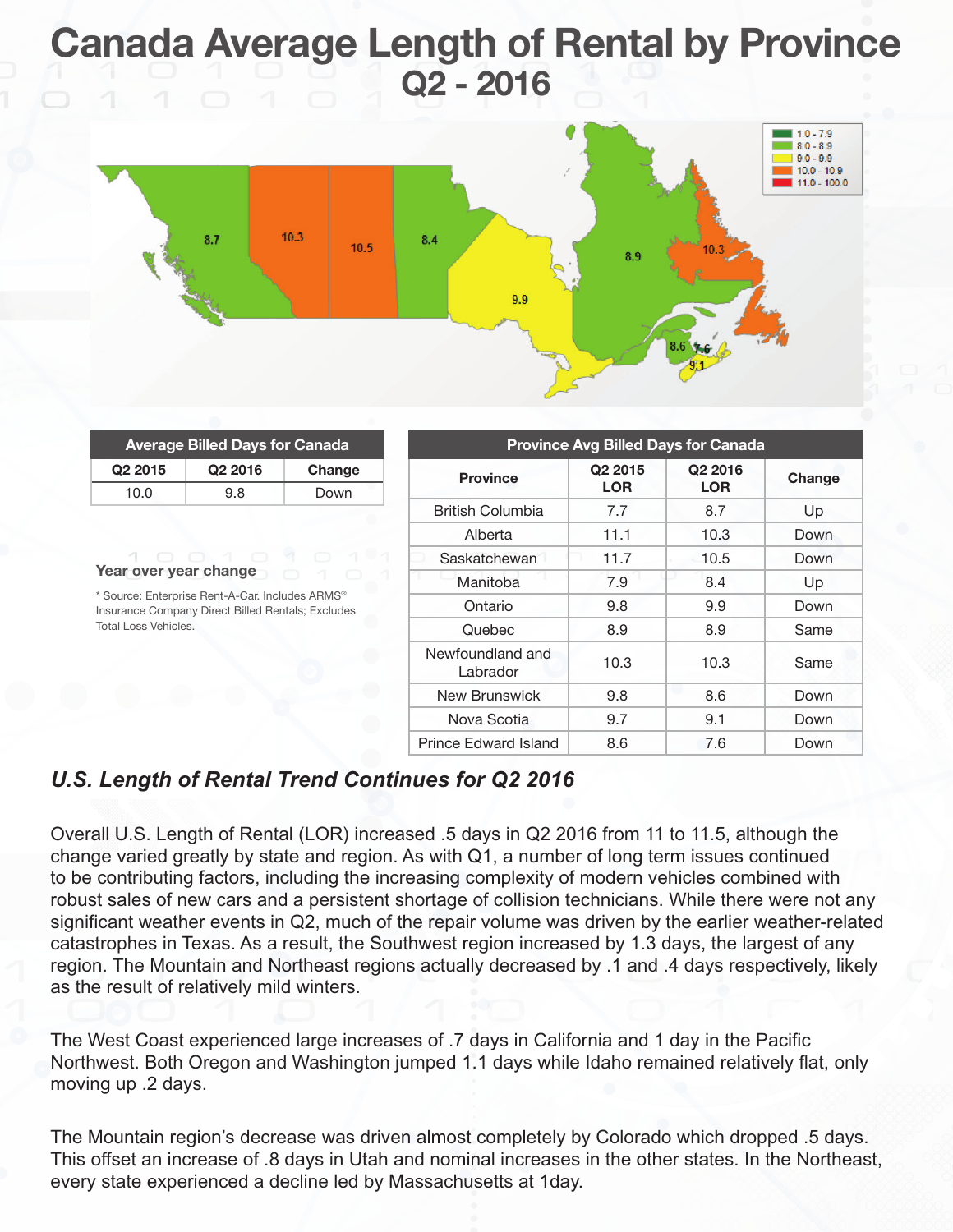# Canada Average Length of Rental by Province
## Q2 - 2016

| Average Billed Days for Canada | | |
|---|---|---|
| Q2 2015 | Q2 2016 | Change |
| 10.0 | 9.8 | Down |

**Year over year change**

* Source: Enterprise Rent-A-Car. Includes ARMS® Insurance Company Direct Billed Rentals; Excludes Total Loss Vehicles.

| Province Avg Billed Days for Canada | | | |
|---|---|---|---|
| Province | Q2 2015 LOR | Q2 2016 LOR | Change |
| British Columbia | 7.7 | 8.7 | Up |
| Alberta | 11.1 | 10.3 | Down |
| Saskatchewan | 11.7 | 10.5 | Down |
| Manitoba | 7.9 | 8.4 | Up |
| Ontario | 9.8 | 9.9 | Down |
| Quebec | 8.9 | 8.9 | Same |
| Newfoundland and Labrador | 10.3 | 10.3 | Same |
| New Brunswick | 9.8 | 8.6 | Down |
| Nova Scotia | 9.7 | 9.1 | Down |
| Prince Edward Island | 8.6 | 7.6 | Down |

### *U.S. Length of Rental Trend Continues for Q2 2016*

Overall U.S. Length of Rental (LOR) increased .5 days in Q2 2016 from 11 to 11.5, although the change varied greatly by state and region. As with Q1, a number of long term issues continued to be contributing factors, including the increasing complexity of modern vehicles combined with robust sales of new cars and a persistent shortage of collision technicians. While there were not any significant weather events in Q2, much of the repair volume was driven by the earlier weather-related catastrophes in Texas. As a result, the Southwest region increased by 1.3 days, the largest of any region. The Mountain and Northeast regions actually decreased by .1 and .4 days respectively, likely as the result of relatively mild winters.

The West Coast experienced large increases of .7 days in California and 1 day in the Pacific Northwest. Both Oregon and Washington jumped 1.1 days while Idaho remained relatively flat, only moving up .2 days.

The Mountain region's decrease was driven almost completely by Colorado which dropped .5 days. This offset an increase of .8 days in Utah and nominal increases in the other states. In the Northeast, every state experienced a decline led by Massachusetts at 1day.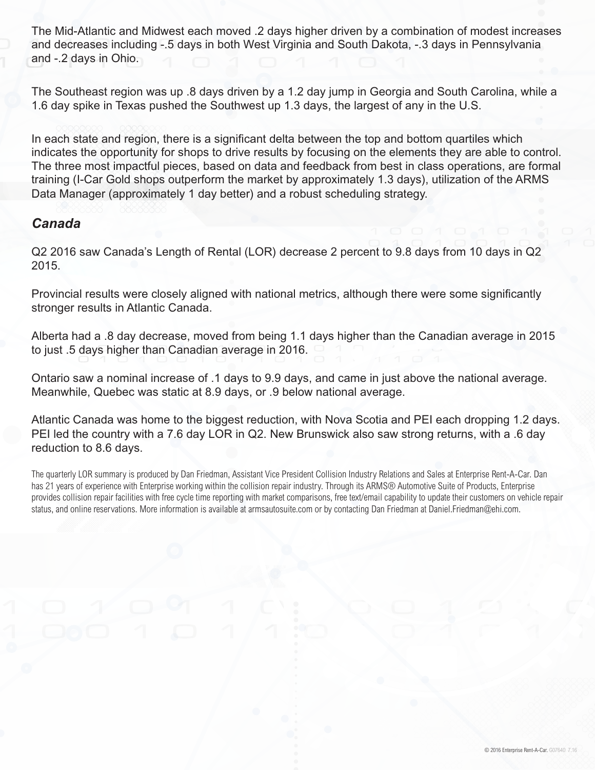The Mid-Atlantic and Midwest each moved .2 days higher driven by a combination of modest increases and decreases including -.5 days in both West Virginia and South Dakota, -.3 days in Pennsylvania and -.2 days in Ohio.

The Southeast region was up .8 days driven by a 1.2 day jump in Georgia and South Carolina, while a 1.6 day spike in Texas pushed the Southwest up 1.3 days, the largest of any in the U.S.

In each state and region, there is a significant delta between the top and bottom quartiles which indicates the opportunity for shops to drive results by focusing on the elements they are able to control. The three most impactful pieces, based on data and feedback from best in class operations, are formal training (I-Car Gold shops outperform the market by approximately 1.3 days), utilization of the ARMS Data Manager (approximately 1 day better) and a robust scheduling strategy.

## *Canada*

Q2 2016 saw Canada's Length of Rental (LOR) decrease 2 percent to 9.8 days from 10 days in Q2 2015.

Provincial results were closely aligned with national metrics, although there were some significantly stronger results in Atlantic Canada.

Alberta had a .8 day decrease, moved from being 1.1 days higher than the Canadian average in 2015 to just .5 days higher than Canadian average in 2016.

Ontario saw a nominal increase of .1 days to 9.9 days, and came in just above the national average. Meanwhile, Quebec was static at 8.9 days, or .9 below national average.

Atlantic Canada was home to the biggest reduction, with Nova Scotia and PEI each dropping 1.2 days. PEI led the country with a 7.6 day LOR in Q2. New Brunswick also saw strong returns, with a .6 day reduction to 8.6 days.

The quarterly LOR summary is produced by Dan Friedman, Assistant Vice President Collision Industry Relations and Sales at Enterprise Rent-A-Car. Dan has 21 years of experience with Enterprise working within the collision repair industry. Through its ARMS® Automotive Suite of Products, Enterprise provides collision repair facilities with free cycle time reporting with market comparisons, free text/email capability to update their customers on vehicle repair status, and online reservations. More information is available at armsautosuite.com or by contacting Dan Friedman at Daniel.Friedman@ehi.com.

© 2016 Enterprise Rent-A-Car. G07640 7.16